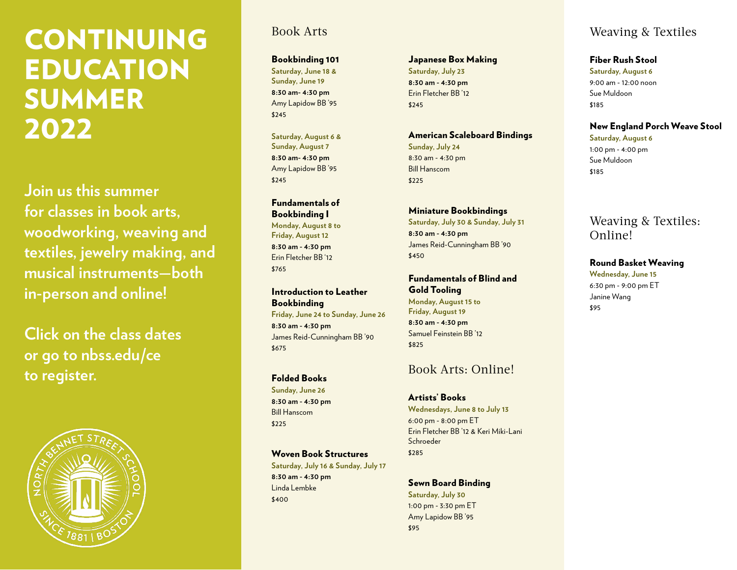# CONTINUING EDUCATION SUMMER 2022

**Join us this summer for classes in book arts, woodworking, weaving and textiles, jewelry making, and musical instruments—both in-person and online!**

**Click on the class dates or go to nbss.edu/ce to register.**

## Book Arts

**Bookbinding 101**
Saturday, June 18 &
Sunday, June 19
**8:30 am- 4:30 pm**
Amy Lapidow BB '95
$245

Saturday, August 6 &
Sunday, August 7
**8:30 am- 4:30 pm**
Amy Lapidow BB '95
$245

**Fundamentals of Bookbinding I**
Monday, August 8 to
Friday, August 12
**8:30 am - 4:30 pm**
Erin Fletcher BB '12
$765

**Introduction to Leather Bookbinding**
Friday, June 24 to Sunday, June 26
**8:30 am - 4:30 pm**
James Reid-Cunningham BB '90
$675

**Folded Books**
Sunday, June 26
**8:30 am - 4:30 pm**
Bill Hanscom
$225

**Woven Book Structures**
Saturday, July 16 & Sunday, July 17
**8:30 am - 4:30 pm**
Linda Lembke
$400

**Japanese Box Making**
Saturday, July 23
**8:30 am - 4:30 pm**
Erin Fletcher BB '12
$245

**American Scaleboard Bindings**
Sunday, July 24
8:30 am - 4:30 pm
Bill Hanscom
$225

**Miniature Bookbindings**
Saturday, July 30 & Sunday, July 31
**8:30 am - 4:30 pm**
James Reid-Cunningham BB '90
$450

**Fundamentals of Blind and Gold Tooling**
Monday, August 15 to
Friday, August 19
**8:30 am - 4:30 pm**
Samuel Feinstein BB '12
$825

## Book Arts: Online!

**Artists' Books**
Wednesdays, June 8 to July 13
6:00 pm - 8:00 pm ET
Erin Fletcher BB '12 & Keri Miki-Lani Schroeder
$285

**Sewn Board Binding**
Saturday, July 30
1:00 pm - 3:30 pm ET
Amy Lapidow BB '95
$95

## Weaving & Textiles

**Fiber Rush Stool**
Saturday, August 6
9:00 am - 12:00 noon
Sue Muldoon
$185

**New England Porch Weave Stool**
Saturday, August 6
1:00 pm - 4:00 pm
Sue Muldoon
$185

## Weaving & Textiles: Online!

**Round Basket Weaving**
Wednesday, June 15
6:30 pm - 9:00 pm ET
Janine Wang
$95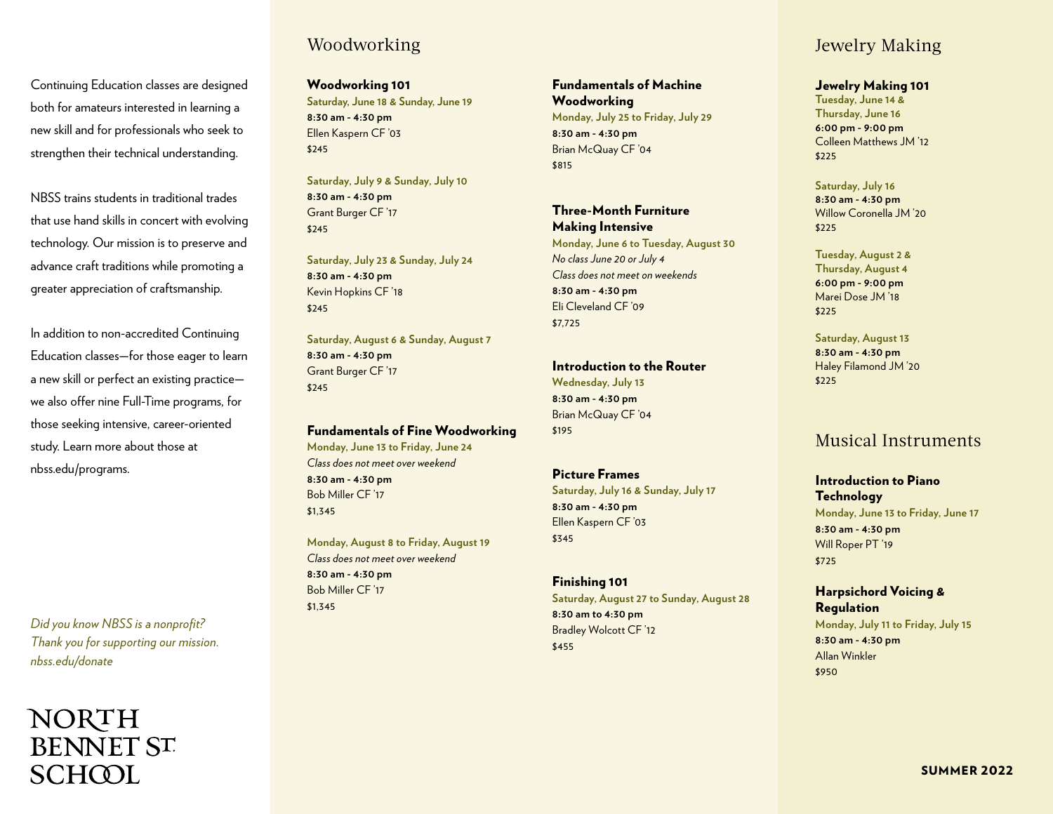Continuing Education classes are designed both for amateurs interested in learning a new skill and for professionals who seek to strengthen their technical understanding.

NBSS trains students in traditional trades that use hand skills in concert with evolving technology. Our mission is to preserve and advance craft traditions while promoting a greater appreciation of craftsmanship.

In addition to non-accredited Continuing Education classes—for those eager to learn a new skill or perfect an existing practice—we also offer nine Full-Time programs, for those seeking intensive, career-oriented study. Learn more about those at nbss.edu/programs.

*Did you know NBSS is a nonprofit? Thank you for supporting our mission. nbss.edu/donate*

NORTH BENNET ST. SCHOOL

## Woodworking

### Woodworking 101

**Saturday, June 18 & Sunday, June 19**
**8:30 am - 4:30 pm**
Ellen Kaspern CF '03
$245

**Saturday, July 9 & Sunday, July 10**
**8:30 am - 4:30 pm**
Grant Burger CF '17
$245

**Saturday, July 23 & Sunday, July 24**
**8:30 am - 4:30 pm**
Kevin Hopkins CF '18
$245

**Saturday, August 6 & Sunday, August 7**
**8:30 am - 4:30 pm**
Grant Burger CF '17
$245

### Fundamentals of Fine Woodworking

**Monday, June 13 to Friday, June 24**
*Class does not meet over weekend*
**8:30 am - 4:30 pm**
Bob Miller CF '17
$1,345

**Monday, August 8 to Friday, August 19**
*Class does not meet over weekend*
**8:30 am - 4:30 pm**
Bob Miller CF '17
$1,345

### Fundamentals of Machine Woodworking

**Monday, July 25 to Friday, July 29**
**8:30 am - 4:30 pm**
Brian McQuay CF '04
$815

### Three-Month Furniture Making Intensive

**Monday, June 6 to Tuesday, August 30**
*No class June 20 or July 4*
*Class does not meet on weekends*
**8:30 am - 4:30 pm**
Eli Cleveland CF '09
$7,725

### Introduction to the Router

**Wednesday, July 13**
**8:30 am - 4:30 pm**
Brian McQuay CF '04
$195

### Picture Frames

**Saturday, July 16 & Sunday, July 17**
**8:30 am - 4:30 pm**
Ellen Kaspern CF '03
$345

### Finishing 101

**Saturday, August 27 to Sunday, August 28**
**8:30 am to 4:30 pm**
Bradley Wolcott CF '12
$455

## Jewelry Making

### Jewelry Making 101

**Tuesday, June 14 & Thursday, June 16**
**6:00 pm - 9:00 pm**
Colleen Matthews JM '12
$225

**Saturday, July 16**
**8:30 am - 4:30 pm**
Willow Coronella JM '20
$225

**Tuesday, August 2 & Thursday, August 4**
**6:00 pm - 9:00 pm**
Marei Dose JM '18
$225

**Saturday, August 13**
**8:30 am - 4:30 pm**
Haley Filamond JM '20
$225

## Musical Instruments

### Introduction to Piano Technology

**Monday, June 13 to Friday, June 17**
**8:30 am - 4:30 pm**
Will Roper PT '19
$725

### Harpsichord Voicing & Regulation

**Monday, July 11 to Friday, July 15**
**8:30 am - 4:30 pm**
Allan Winkler
$950

**SUMMER 2022**